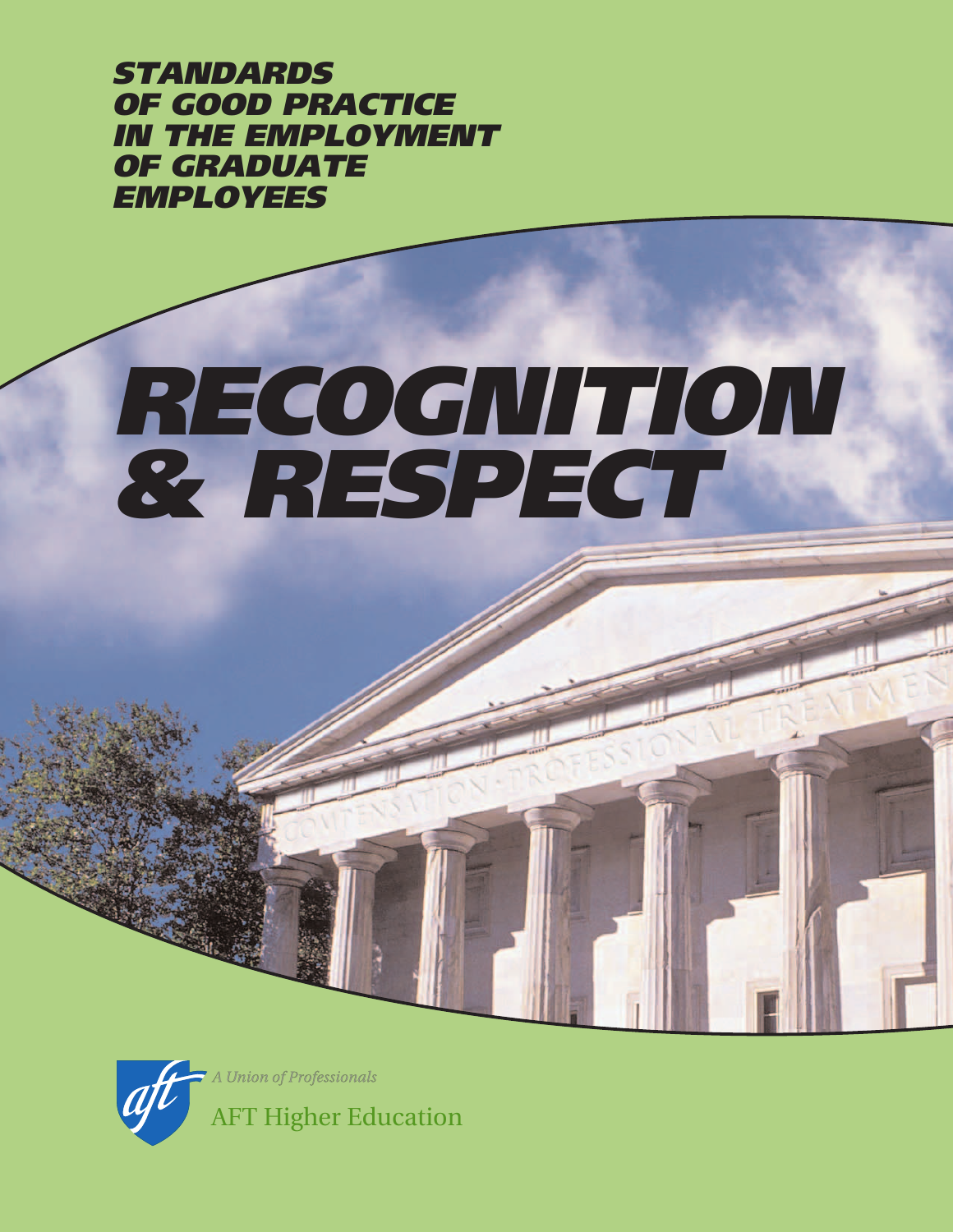*STANDARDS OF GOOD PRACTICE IN THE EMPLOYMENT OF GRADUATE EMPLOYEES*

# *RECOGNITION & RESPECT*

*A Union of Professionals*

AFT Higher Education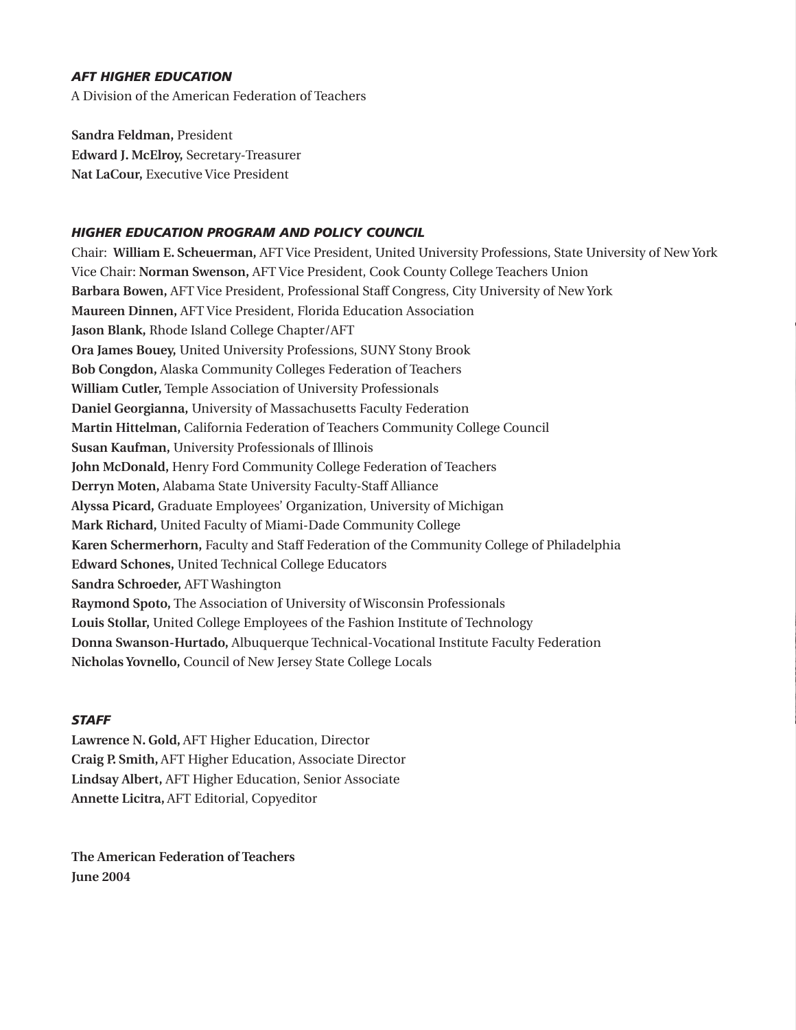### *AFT HIGHER EDUCATION*

A Division of the American Federation of Teachers

**Sandra Feldman,** President
**Edward J. McElroy,** Secretary-Treasurer
**Nat LaCour,** Executive Vice President

### *HIGHER EDUCATION PROGRAM AND POLICY COUNCIL*

Chair: **William E. Scheuerman,** AFT Vice President, United University Professions, State University of New York
Vice Chair: **Norman Swenson,** AFT Vice President, Cook County College Teachers Union
**Barbara Bowen,** AFT Vice President, Professional Staff Congress, City University of New York
**Maureen Dinnen,** AFT Vice President, Florida Education Association
**Jason Blank,** Rhode Island College Chapter/AFT
**Ora James Bouey,** United University Professions, SUNY Stony Brook
**Bob Congdon,** Alaska Community Colleges Federation of Teachers
**William Cutler,** Temple Association of University Professionals
**Daniel Georgianna,** University of Massachusetts Faculty Federation
**Martin Hittelman,** California Federation of Teachers Community College Council
**Susan Kaufman,** University Professionals of Illinois
**John McDonald,** Henry Ford Community College Federation of Teachers
**Derryn Moten,** Alabama State University Faculty-Staff Alliance
**Alyssa Picard,** Graduate Employees' Organization, University of Michigan
**Mark Richard,** United Faculty of Miami-Dade Community College
**Karen Schermerhorn,** Faculty and Staff Federation of the Community College of Philadelphia
**Edward Schones,** United Technical College Educators
**Sandra Schroeder,** AFT Washington
**Raymond Spoto,** The Association of University of Wisconsin Professionals
**Louis Stollar,** United College Employees of the Fashion Institute of Technology
**Donna Swanson-Hurtado,** Albuquerque Technical-Vocational Institute Faculty Federation
**Nicholas Yovnello,** Council of New Jersey State College Locals

### *STAFF*

**Lawrence N. Gold,** AFT Higher Education, Director
**Craig P. Smith,** AFT Higher Education, Associate Director
**Lindsay Albert,** AFT Higher Education, Senior Associate
**Annette Licitra,** AFT Editorial, Copyeditor

**The American Federation of Teachers**
**June 2004**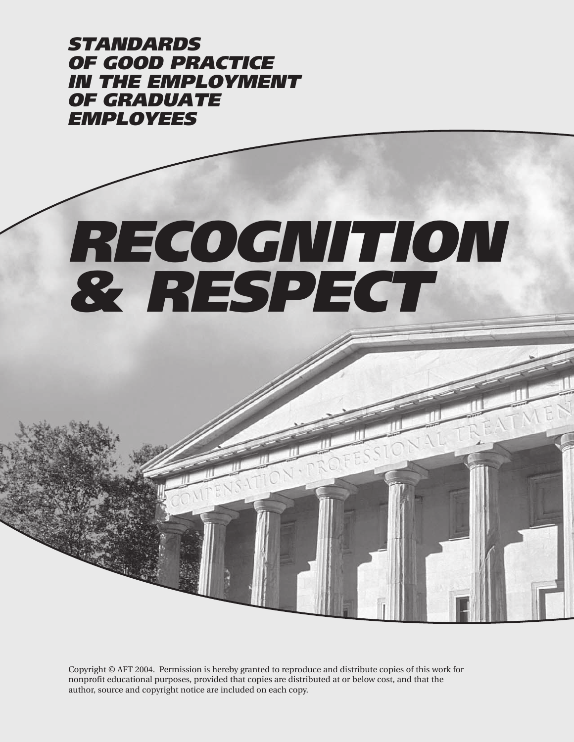***STANDARDS OF GOOD PRACTICE IN THE EMPLOYMENT OF GRADUATE EMPLOYEES***

# *RECOGNITION & RESPECT*

Copyright © AFT 2004. Permission is hereby granted to reproduce and distribute copies of this work for nonprofit educational purposes, provided that copies are distributed at or below cost, and that the author, source and copyright notice are included on each copy.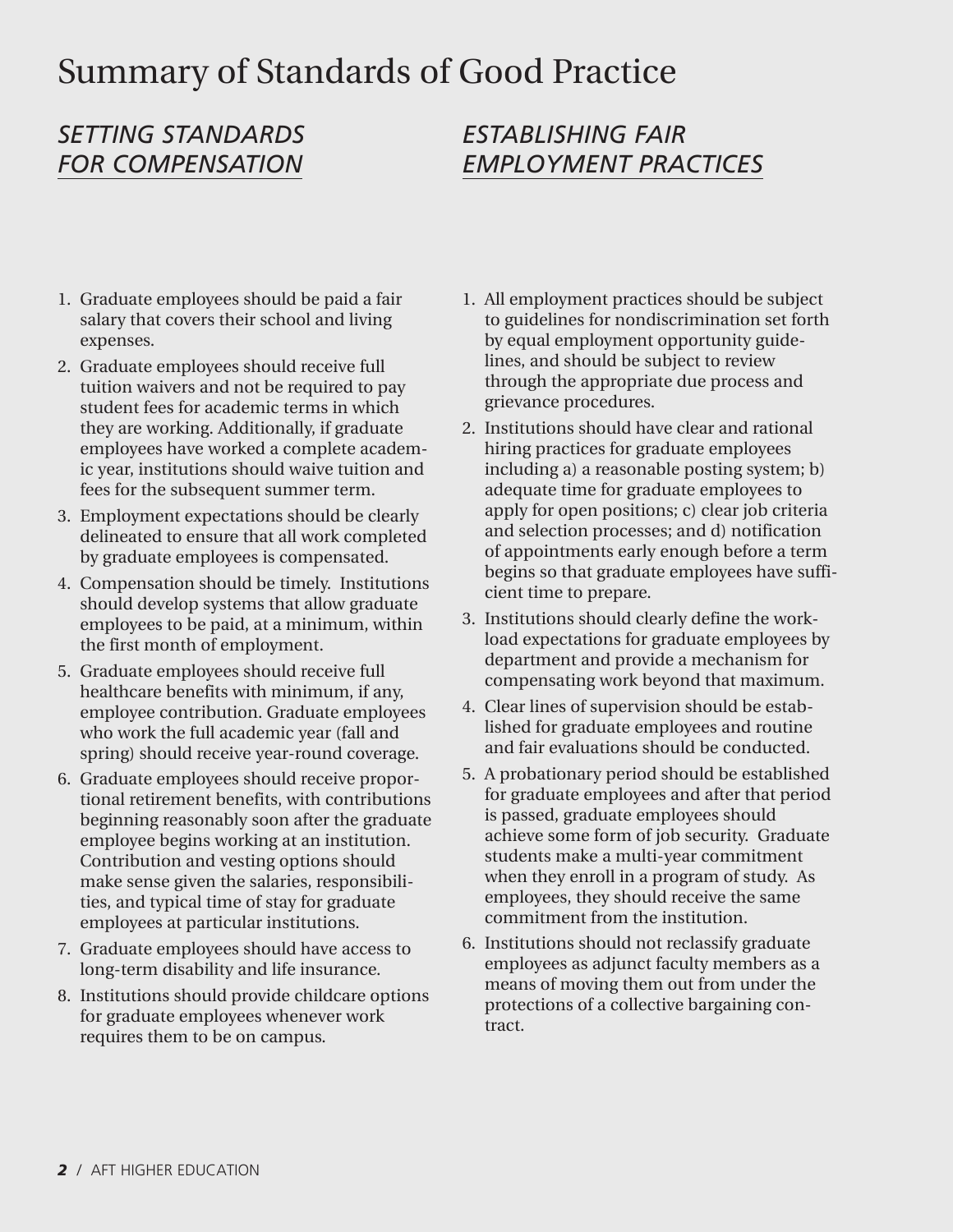# Summary of Standards of Good Practice

## *SETTING STANDARDS FOR COMPENSATION*

1. Graduate employees should be paid a fair salary that covers their school and living expenses.
2. Graduate employees should receive full tuition waivers and not be required to pay student fees for academic terms in which they are working. Additionally, if graduate employees have worked a complete academic year, institutions should waive tuition and fees for the subsequent summer term.
3. Employment expectations should be clearly delineated to ensure that all work completed by graduate employees is compensated.
4. Compensation should be timely. Institutions should develop systems that allow graduate employees to be paid, at a minimum, within the first month of employment.
5. Graduate employees should receive full healthcare benefits with minimum, if any, employee contribution. Graduate employees who work the full academic year (fall and spring) should receive year-round coverage.
6. Graduate employees should receive proportional retirement benefits, with contributions beginning reasonably soon after the graduate employee begins working at an institution. Contribution and vesting options should make sense given the salaries, responsibilities, and typical time of stay for graduate employees at particular institutions.
7. Graduate employees should have access to long-term disability and life insurance.
8. Institutions should provide childcare options for graduate employees whenever work requires them to be on campus.

## *ESTABLISHING FAIR EMPLOYMENT PRACTICES*

1. All employment practices should be subject to guidelines for nondiscrimination set forth by equal employment opportunity guidelines, and should be subject to review through the appropriate due process and grievance procedures.
2. Institutions should have clear and rational hiring practices for graduate employees including a) a reasonable posting system; b) adequate time for graduate employees to apply for open positions; c) clear job criteria and selection processes; and d) notification of appointments early enough before a term begins so that graduate employees have sufficient time to prepare.
3. Institutions should clearly define the workload expectations for graduate employees by department and provide a mechanism for compensating work beyond that maximum.
4. Clear lines of supervision should be established for graduate employees and routine and fair evaluations should be conducted.
5. A probationary period should be established for graduate employees and after that period is passed, graduate employees should achieve some form of job security. Graduate students make a multi-year commitment when they enroll in a program of study. As employees, they should receive the same commitment from the institution.
6. Institutions should not reclassify graduate employees as adjunct faculty members as a means of moving them out from under the protections of a collective bargaining contract.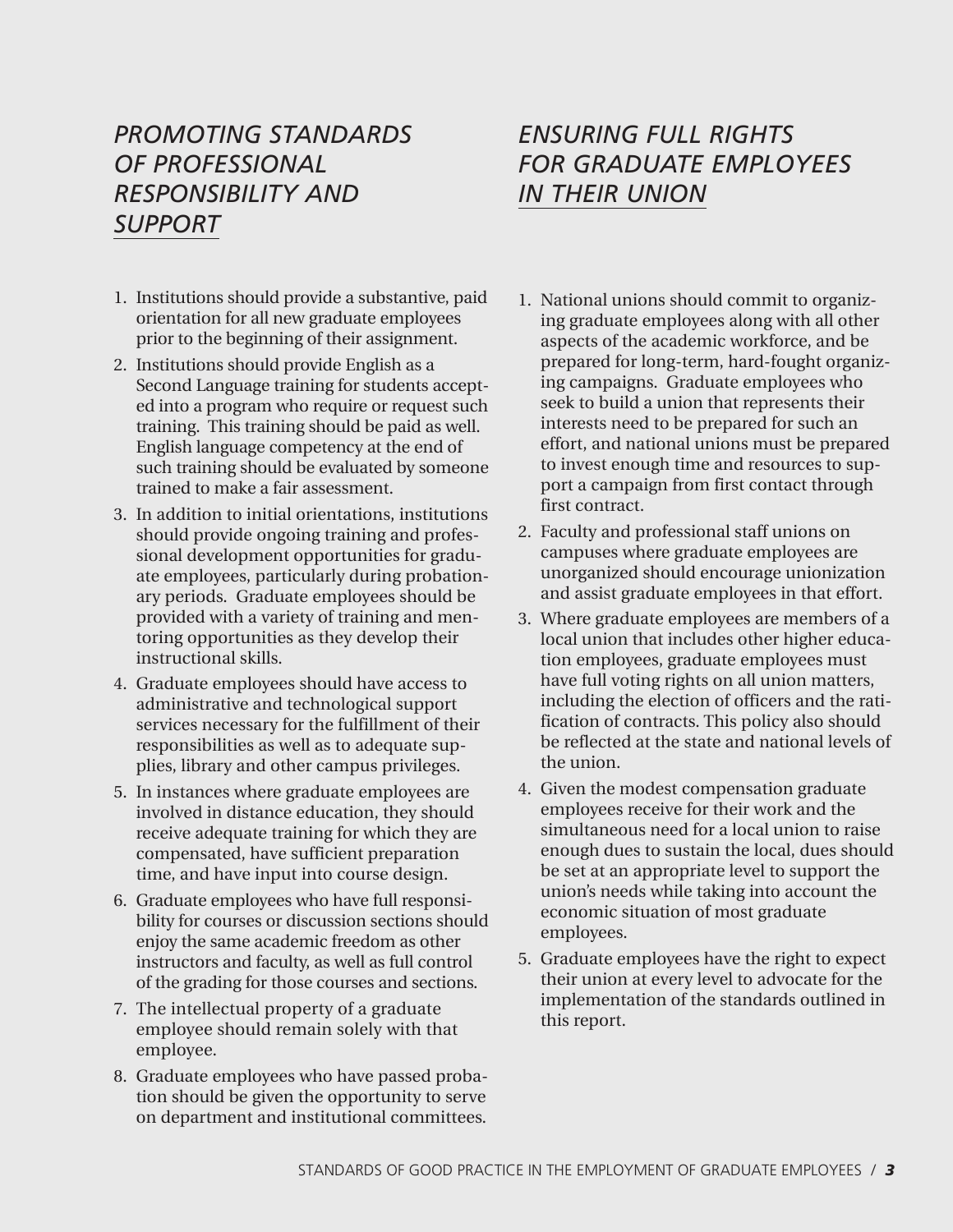## *PROMOTING STANDARDS OF PROFESSIONAL RESPONSIBILITY AND SUPPORT*

1. Institutions should provide a substantive, paid orientation for all new graduate employees prior to the beginning of their assignment.
2. Institutions should provide English as a Second Language training for students accepted into a program who require or request such training. This training should be paid as well. English language competency at the end of such training should be evaluated by someone trained to make a fair assessment.
3. In addition to initial orientations, institutions should provide ongoing training and professional development opportunities for graduate employees, particularly during probationary periods. Graduate employees should be provided with a variety of training and mentoring opportunities as they develop their instructional skills.
4. Graduate employees should have access to administrative and technological support services necessary for the fulfillment of their responsibilities as well as to adequate supplies, library and other campus privileges.
5. In instances where graduate employees are involved in distance education, they should receive adequate training for which they are compensated, have sufficient preparation time, and have input into course design.
6. Graduate employees who have full responsibility for courses or discussion sections should enjoy the same academic freedom as other instructors and faculty, as well as full control of the grading for those courses and sections.
7. The intellectual property of a graduate employee should remain solely with that employee.
8. Graduate employees who have passed probation should be given the opportunity to serve on department and institutional committees.

## *ENSURING FULL RIGHTS FOR GRADUATE EMPLOYEES IN THEIR UNION*

1. National unions should commit to organizing graduate employees along with all other aspects of the academic workforce, and be prepared for long-term, hard-fought organizing campaigns. Graduate employees who seek to build a union that represents their interests need to be prepared for such an effort, and national unions must be prepared to invest enough time and resources to support a campaign from first contact through first contract.
2. Faculty and professional staff unions on campuses where graduate employees are unorganized should encourage unionization and assist graduate employees in that effort.
3. Where graduate employees are members of a local union that includes other higher education employees, graduate employees must have full voting rights on all union matters, including the election of officers and the ratification of contracts. This policy also should be reflected at the state and national levels of the union.
4. Given the modest compensation graduate employees receive for their work and the simultaneous need for a local union to raise enough dues to sustain the local, dues should be set at an appropriate level to support the union's needs while taking into account the economic situation of most graduate employees.
5. Graduate employees have the right to expect their union at every level to advocate for the implementation of the standards outlined in this report.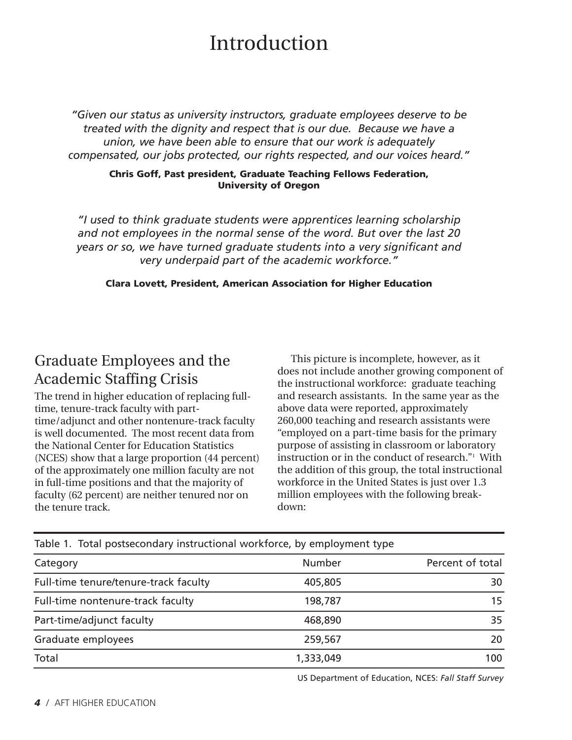# Introduction

*"Given our status as university instructors, graduate employees deserve to be treated with the dignity and respect that is our due. Because we have a union, we have been able to ensure that our work is adequately compensated, our jobs protected, our rights respected, and our voices heard."*

**Chris Goff, Past president, Graduate Teaching Fellows Federation, University of Oregon**

*"I used to think graduate students were apprentices learning scholarship and not employees in the normal sense of the word. But over the last 20 years or so, we have turned graduate students into a very significant and very underpaid part of the academic workforce."*

**Clara Lovett, President, American Association for Higher Education**

## Graduate Employees and the Academic Staffing Crisis

The trend in higher education of replacing full-time, tenure-track faculty with part-time/adjunct and other nontenure-track faculty is well documented. The most recent data from the National Center for Education Statistics (NCES) show that a large proportion (44 percent) of the approximately one million faculty are not in full-time positions and that the majority of faculty (62 percent) are neither tenured nor on the tenure track.

This picture is incomplete, however, as it does not include another growing component of the instructional workforce: graduate teaching and research assistants. In the same year as the above data were reported, approximately 260,000 teaching and research assistants were "employed on a part-time basis for the primary purpose of assisting in classroom or laboratory instruction or in the conduct of research."[1] With the addition of this group, the total instructional workforce in the United States is just over 1.3 million employees with the following breakdown:

Table 1. Total postsecondary instructional workforce, by employment type

| Category | Number | Percent of total |
|---|---|---|
| Full-time tenure/tenure-track faculty | 405,805 | 30 |
| Full-time nontenure-track faculty | 198,787 | 15 |
| Part-time/adjunct faculty | 468,890 | 35 |
| Graduate employees | 259,567 | 20 |
| Total | 1,333,049 | 100 |

US Department of Education, NCES: *Fall Staff Survey*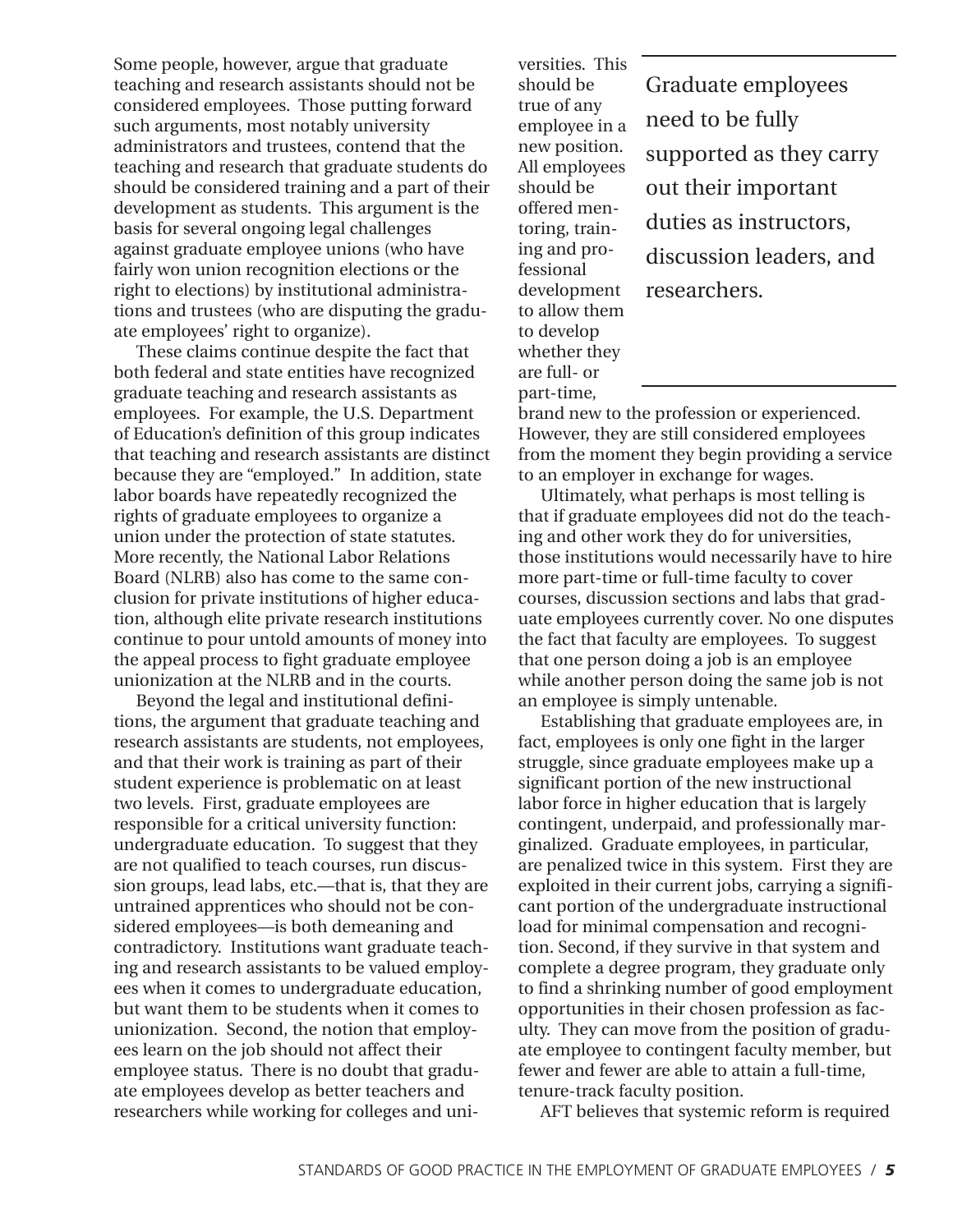Some people, however, argue that graduate teaching and research assistants should not be considered employees. Those putting forward such arguments, most notably university administrators and trustees, contend that the teaching and research that graduate students do should be considered training and a part of their development as students. This argument is the basis for several ongoing legal challenges against graduate employee unions (who have fairly won union recognition elections or the right to elections) by institutional administrations and trustees (who are disputing the graduate employees' right to organize).

These claims continue despite the fact that both federal and state entities have recognized graduate teaching and research assistants as employees. For example, the U.S. Department of Education's definition of this group indicates that teaching and research assistants are distinct because they are "employed." In addition, state labor boards have repeatedly recognized the rights of graduate employees to organize a union under the protection of state statutes. More recently, the National Labor Relations Board (NLRB) also has come to the same conclusion for private institutions of higher education, although elite private research institutions continue to pour untold amounts of money into the appeal process to fight graduate employee unionization at the NLRB and in the courts.

Beyond the legal and institutional definitions, the argument that graduate teaching and research assistants are students, not employees, and that their work is training as part of their student experience is problematic on at least two levels. First, graduate employees are responsible for a critical university function: undergraduate education. To suggest that they are not qualified to teach courses, run discussion groups, lead labs, etc.—that is, that they are untrained apprentices who should not be considered employees—is both demeaning and contradictory. Institutions want graduate teaching and research assistants to be valued employees when it comes to undergraduate education, but want them to be students when it comes to unionization. Second, the notion that employees learn on the job should not affect their employee status. There is no doubt that graduate employees develop as better teachers and researchers while working for colleges and universities. This should be true of any employee in a new position. All employees should be offered mentoring, training and professional development to allow them to develop whether they are full- or part-time, brand new to the profession or experienced. However, they are still considered employees from the moment they begin providing a service to an employer in exchange for wages.

> Graduate employees need to be fully supported as they carry out their important duties as instructors, discussion leaders, and researchers.

Ultimately, what perhaps is most telling is that if graduate employees did not do the teaching and other work they do for universities, those institutions would necessarily have to hire more part-time or full-time faculty to cover courses, discussion sections and labs that graduate employees currently cover. No one disputes the fact that faculty are employees. To suggest that one person doing a job is an employee while another person doing the same job is not an employee is simply untenable.

Establishing that graduate employees are, in fact, employees is only one fight in the larger struggle, since graduate employees make up a significant portion of the new instructional labor force in higher education that is largely contingent, underpaid, and professionally marginalized. Graduate employees, in particular, are penalized twice in this system. First they are exploited in their current jobs, carrying a significant portion of the undergraduate instructional load for minimal compensation and recognition. Second, if they survive in that system and complete a degree program, they graduate only to find a shrinking number of good employment opportunities in their chosen profession as faculty. They can move from the position of graduate employee to contingent faculty member, but fewer and fewer are able to attain a full-time, tenure-track faculty position.

AFT believes that systemic reform is required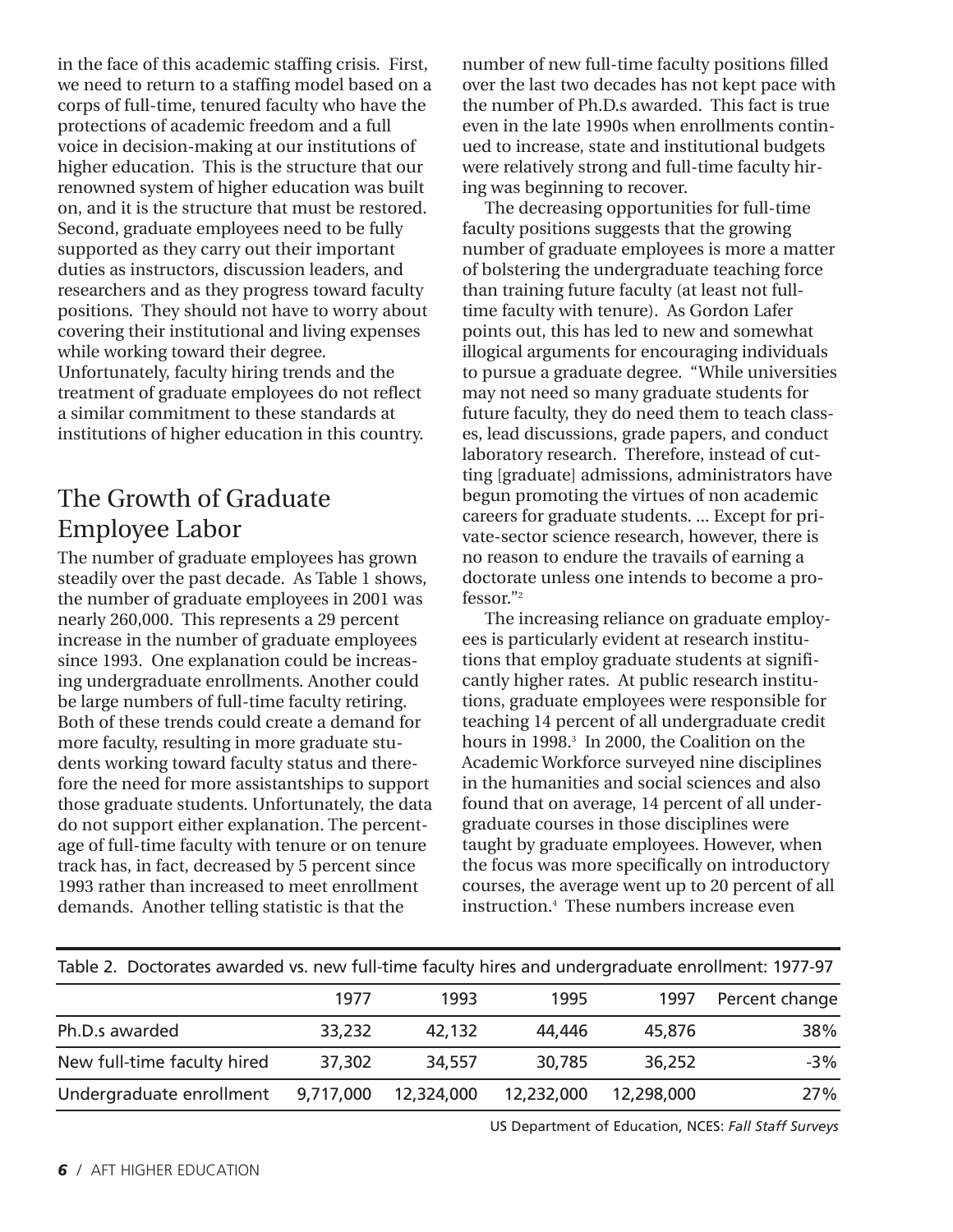in the face of this academic staffing crisis. First, we need to return to a staffing model based on a corps of full-time, tenured faculty who have the protections of academic freedom and a full voice in decision-making at our institutions of higher education. This is the structure that our renowned system of higher education was built on, and it is the structure that must be restored. Second, graduate employees need to be fully supported as they carry out their important duties as instructors, discussion leaders, and researchers and as they progress toward faculty positions. They should not have to worry about covering their institutional and living expenses while working toward their degree. Unfortunately, faculty hiring trends and the treatment of graduate employees do not reflect a similar commitment to these standards at institutions of higher education in this country.

## The Growth of Graduate Employee Labor

The number of graduate employees has grown steadily over the past decade. As Table 1 shows, the number of graduate employees in 2001 was nearly 260,000. This represents a 29 percent increase in the number of graduate employees since 1993. One explanation could be increasing undergraduate enrollments. Another could be large numbers of full-time faculty retiring. Both of these trends could create a demand for more faculty, resulting in more graduate students working toward faculty status and therefore the need for more assistantships to support those graduate students. Unfortunately, the data do not support either explanation. The percentage of full-time faculty with tenure or on tenure track has, in fact, decreased by 5 percent since 1993 rather than increased to meet enrollment demands. Another telling statistic is that the number of new full-time faculty positions filled over the last two decades has not kept pace with the number of Ph.D.s awarded. This fact is true even in the late 1990s when enrollments continued to increase, state and institutional budgets were relatively strong and full-time faculty hiring was beginning to recover.

The decreasing opportunities for full-time faculty positions suggests that the growing number of graduate employees is more a matter of bolstering the undergraduate teaching force than training future faculty (at least not full-time faculty with tenure). As Gordon Lafer points out, this has led to new and somewhat illogical arguments for encouraging individuals to pursue a graduate degree. "While universities may not need so many graduate students for future faculty, they do need them to teach classes, lead discussions, grade papers, and conduct laboratory research. Therefore, instead of cutting [graduate] admissions, administrators have begun promoting the virtues of non academic careers for graduate students. ... Except for private-sector science research, however, there is no reason to endure the travails of earning a doctorate unless one intends to become a professor."[2]

The increasing reliance on graduate employees is particularly evident at research institutions that employ graduate students at significantly higher rates. At public research institutions, graduate employees were responsible for teaching 14 percent of all undergraduate credit hours in 1998.[3] In 2000, the Coalition on the Academic Workforce surveyed nine disciplines in the humanities and social sciences and also found that on average, 14 percent of all undergraduate courses in those disciplines were taught by graduate employees. However, when the focus was more specifically on introductory courses, the average went up to 20 percent of all instruction.[4] These numbers increase even

Table 2. Doctorates awarded vs. new full-time faculty hires and undergraduate enrollment: 1977-97

| | 1977 | 1993 | 1995 | 1997 | Percent change |
|---|---|---|---|---|---|
| Ph.D.s awarded | 33,232 | 42,132 | 44,446 | 45,876 | 38% |
| New full-time faculty hired | 37,302 | 34,557 | 30,785 | 36,252 | -3% |
| Undergraduate enrollment | 9,717,000 | 12,324,000 | 12,232,000 | 12,298,000 | 27% |

US Department of Education, NCES: *Fall Staff Surveys*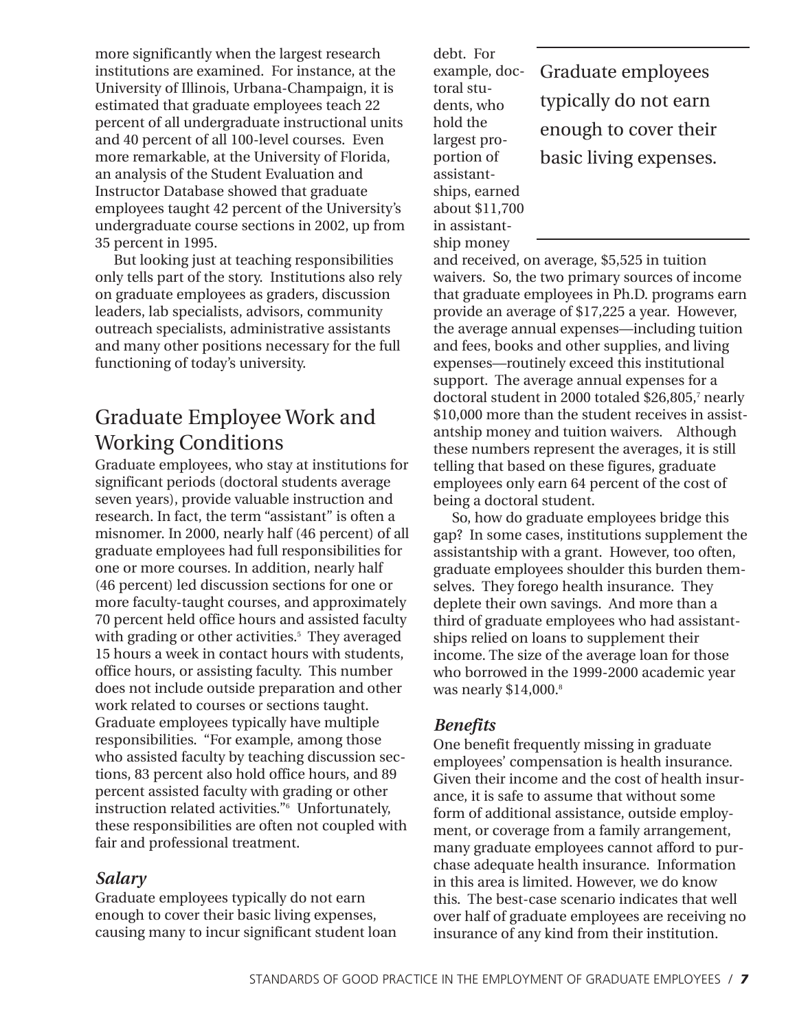more significantly when the largest research institutions are examined. For instance, at the University of Illinois, Urbana-Champaign, it is estimated that graduate employees teach 22 percent of all undergraduate instructional units and 40 percent of all 100-level courses. Even more remarkable, at the University of Florida, an analysis of the Student Evaluation and Instructor Database showed that graduate employees taught 42 percent of the University's undergraduate course sections in 2002, up from 35 percent in 1995.

But looking just at teaching responsibilities only tells part of the story. Institutions also rely on graduate employees as graders, discussion leaders, lab specialists, advisors, community outreach specialists, administrative assistants and many other positions necessary for the full functioning of today's university.

## Graduate Employee Work and Working Conditions

Graduate employees, who stay at institutions for significant periods (doctoral students average seven years), provide valuable instruction and research. In fact, the term "assistant" is often a misnomer. In 2000, nearly half (46 percent) of all graduate employees had full responsibilities for one or more courses. In addition, nearly half (46 percent) led discussion sections for one or more faculty-taught courses, and approximately 70 percent held office hours and assisted faculty with grading or other activities.[5] They averaged 15 hours a week in contact hours with students, office hours, or assisting faculty. This number does not include outside preparation and other work related to courses or sections taught. Graduate employees typically have multiple responsibilities. "For example, among those who assisted faculty by teaching discussion sections, 83 percent also hold office hours, and 89 percent assisted faculty with grading or other instruction related activities."[6] Unfortunately, these responsibilities are often not coupled with fair and professional treatment.

### *Salary*

Graduate employees typically do not earn enough to cover their basic living expenses, causing many to incur significant student loan debt. For example, doctoral students, who hold the largest proportion of assistantships, earned about $11,700 in assistantship money and received, on average, $5,525 in tuition waivers. So, the two primary sources of income that graduate employees in Ph.D. programs earn provide an average of $17,225 a year. However, the average annual expenses—including tuition and fees, books and other supplies, and living expenses—routinely exceed this institutional support. The average annual expenses for a doctoral student in 2000 totaled $26,805,[7] nearly $10,000 more than the student receives in assistantship money and tuition waivers. Although these numbers represent the averages, it is still telling that based on these figures, graduate employees only earn 64 percent of the cost of being a doctoral student.

> Graduate employees typically do not earn enough to cover their basic living expenses.

So, how do graduate employees bridge this gap? In some cases, institutions supplement the assistantship with a grant. However, too often, graduate employees shoulder this burden themselves. They forego health insurance. They deplete their own savings. And more than a third of graduate employees who had assistantships relied on loans to supplement their income. The size of the average loan for those who borrowed in the 1999-2000 academic year was nearly $14,000.[8]

### *Benefits*

One benefit frequently missing in graduate employees' compensation is health insurance. Given their income and the cost of health insurance, it is safe to assume that without some form of additional assistance, outside employment, or coverage from a family arrangement, many graduate employees cannot afford to purchase adequate health insurance. Information in this area is limited. However, we do know this. The best-case scenario indicates that well over half of graduate employees are receiving no insurance of any kind from their institution.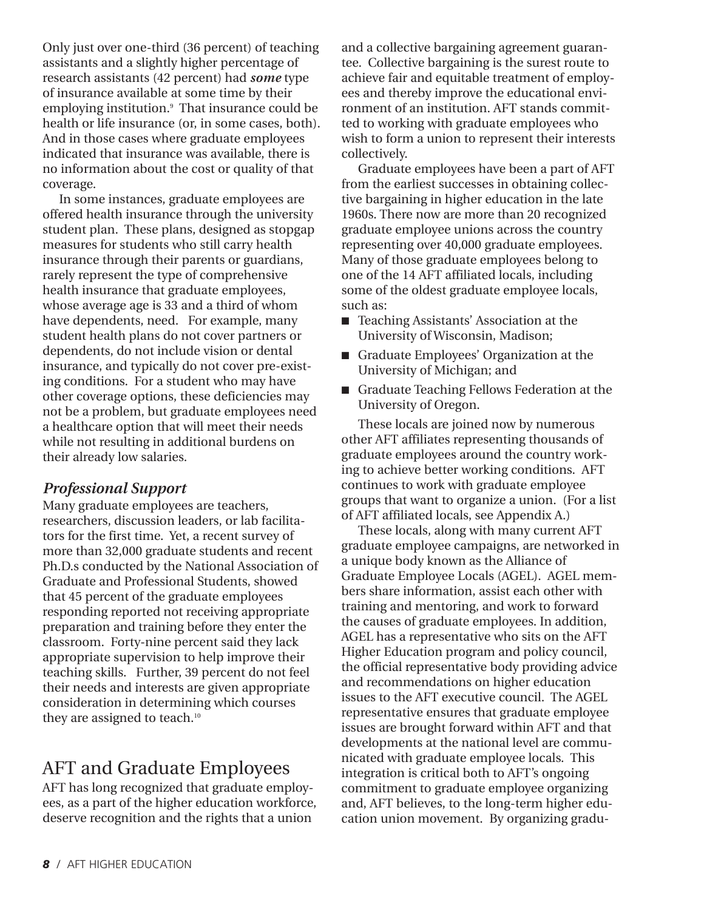Only just over one-third (36 percent) of teaching assistants and a slightly higher percentage of research assistants (42 percent) had ***some*** type of insurance available at some time by their employing institution.[9] That insurance could be health or life insurance (or, in some cases, both). And in those cases where graduate employees indicated that insurance was available, there is no information about the cost or quality of that coverage.

In some instances, graduate employees are offered health insurance through the university student plan. These plans, designed as stopgap measures for students who still carry health insurance through their parents or guardians, rarely represent the type of comprehensive health insurance that graduate employees, whose average age is 33 and a third of whom have dependents, need. For example, many student health plans do not cover partners or dependents, do not include vision or dental insurance, and typically do not cover pre-existing conditions. For a student who may have other coverage options, these deficiencies may not be a problem, but graduate employees need a healthcare option that will meet their needs while not resulting in additional burdens on their already low salaries.

### *Professional Support*

Many graduate employees are teachers, researchers, discussion leaders, or lab facilitators for the first time. Yet, a recent survey of more than 32,000 graduate students and recent Ph.D.s conducted by the National Association of Graduate and Professional Students, showed that 45 percent of the graduate employees responding reported not receiving appropriate preparation and training before they enter the classroom. Forty-nine percent said they lack appropriate supervision to help improve their teaching skills. Further, 39 percent do not feel their needs and interests are given appropriate consideration in determining which courses they are assigned to teach.[10]

## AFT and Graduate Employees

AFT has long recognized that graduate employees, as a part of the higher education workforce, deserve recognition and the rights that a union and a collective bargaining agreement guarantee. Collective bargaining is the surest route to achieve fair and equitable treatment of employees and thereby improve the educational environment of an institution. AFT stands committed to working with graduate employees who wish to form a union to represent their interests collectively.

Graduate employees have been a part of AFT from the earliest successes in obtaining collective bargaining in higher education in the late 1960s. There now are more than 20 recognized graduate employee unions across the country representing over 40,000 graduate employees. Many of those graduate employees belong to one of the 14 AFT affiliated locals, including some of the oldest graduate employee locals, such as:

- Teaching Assistants' Association at the University of Wisconsin, Madison;
- Graduate Employees' Organization at the University of Michigan; and
- Graduate Teaching Fellows Federation at the University of Oregon.

These locals are joined now by numerous other AFT affiliates representing thousands of graduate employees around the country working to achieve better working conditions. AFT continues to work with graduate employee groups that want to organize a union. (For a list of AFT affiliated locals, see Appendix A.)

These locals, along with many current AFT graduate employee campaigns, are networked in a unique body known as the Alliance of Graduate Employee Locals (AGEL). AGEL members share information, assist each other with training and mentoring, and work to forward the causes of graduate employees. In addition, AGEL has a representative who sits on the AFT Higher Education program and policy council, the official representative body providing advice and recommendations on higher education issues to the AFT executive council. The AGEL representative ensures that graduate employee issues are brought forward within AFT and that developments at the national level are communicated with graduate employee locals. This integration is critical both to AFT's ongoing commitment to graduate employee organizing and, AFT believes, to the long-term higher education union movement. By organizing gradu-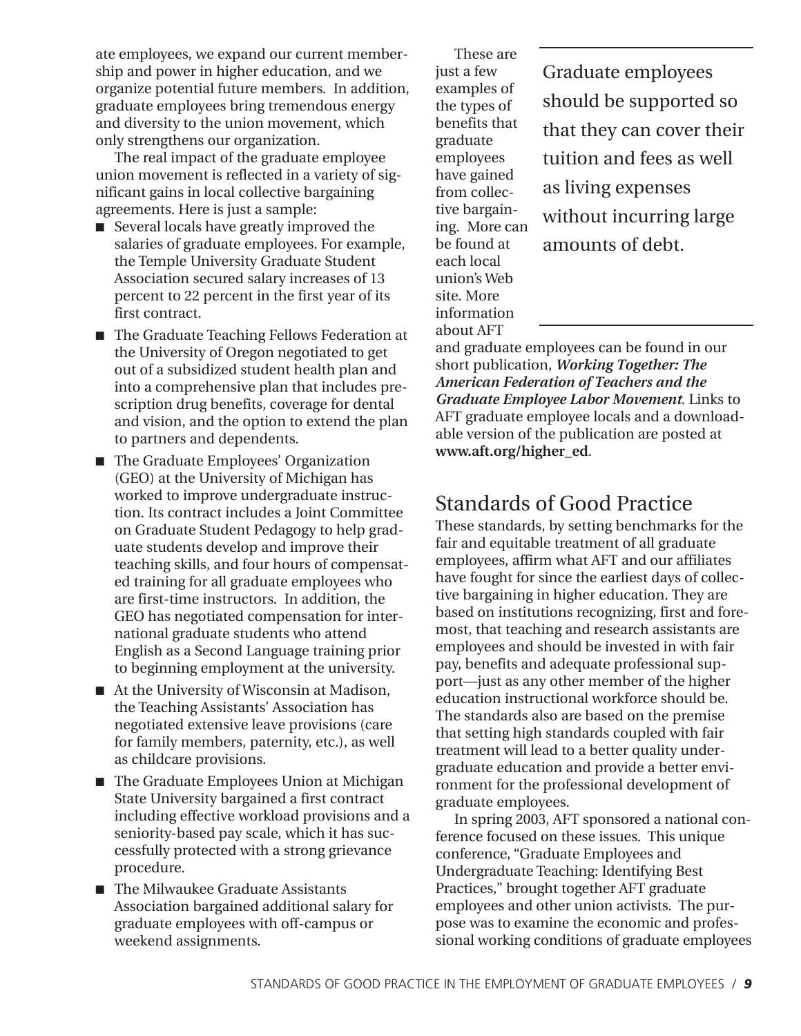ate employees, we expand our current membership and power in higher education, and we organize potential future members. In addition, graduate employees bring tremendous energy and diversity to the union movement, which only strengthens our organization.

The real impact of the graduate employee union movement is reflected in a variety of significant gains in local collective bargaining agreements. Here is just a sample:

- Several locals have greatly improved the salaries of graduate employees. For example, the Temple University Graduate Student Association secured salary increases of 13 percent to 22 percent in the first year of its first contract.
- The Graduate Teaching Fellows Federation at the University of Oregon negotiated to get out of a subsidized student health plan and into a comprehensive plan that includes prescription drug benefits, coverage for dental and vision, and the option to extend the plan to partners and dependents.
- The Graduate Employees' Organization (GEO) at the University of Michigan has worked to improve undergraduate instruction. Its contract includes a Joint Committee on Graduate Student Pedagogy to help graduate students develop and improve their teaching skills, and four hours of compensated training for all graduate employees who are first-time instructors. In addition, the GEO has negotiated compensation for international graduate students who attend English as a Second Language training prior to beginning employment at the university.
- At the University of Wisconsin at Madison, the Teaching Assistants' Association has negotiated extensive leave provisions (care for family members, paternity, etc.), as well as childcare provisions.
- The Graduate Employees Union at Michigan State University bargained a first contract including effective workload provisions and a seniority-based pay scale, which it has successfully protected with a strong grievance procedure.
- The Milwaukee Graduate Assistants Association bargained additional salary for graduate employees with off-campus or weekend assignments.

These are just a few examples of the types of benefits that graduate employees have gained from collective bargaining. More can be found at each local union's Web site. More information about AFT and graduate employees can be found in our short publication, ***Working Together: The American Federation of Teachers and the Graduate Employee Labor Movement***. Links to AFT graduate employee locals and a downloadable version of the publication are posted at **www.aft.org/higher_ed**.

> Graduate employees should be supported so that they can cover their tuition and fees as well as living expenses without incurring large amounts of debt.

## Standards of Good Practice

These standards, by setting benchmarks for the fair and equitable treatment of all graduate employees, affirm what AFT and our affiliates have fought for since the earliest days of collective bargaining in higher education. They are based on institutions recognizing, first and foremost, that teaching and research assistants are employees and should be invested in with fair pay, benefits and adequate professional support—just as any other member of the higher education instructional workforce should be. The standards also are based on the premise that setting high standards coupled with fair treatment will lead to a better quality undergraduate education and provide a better environment for the professional development of graduate employees.

In spring 2003, AFT sponsored a national conference focused on these issues. This unique conference, "Graduate Employees and Undergraduate Teaching: Identifying Best Practices," brought together AFT graduate employees and other union activists. The purpose was to examine the economic and professional working conditions of graduate employees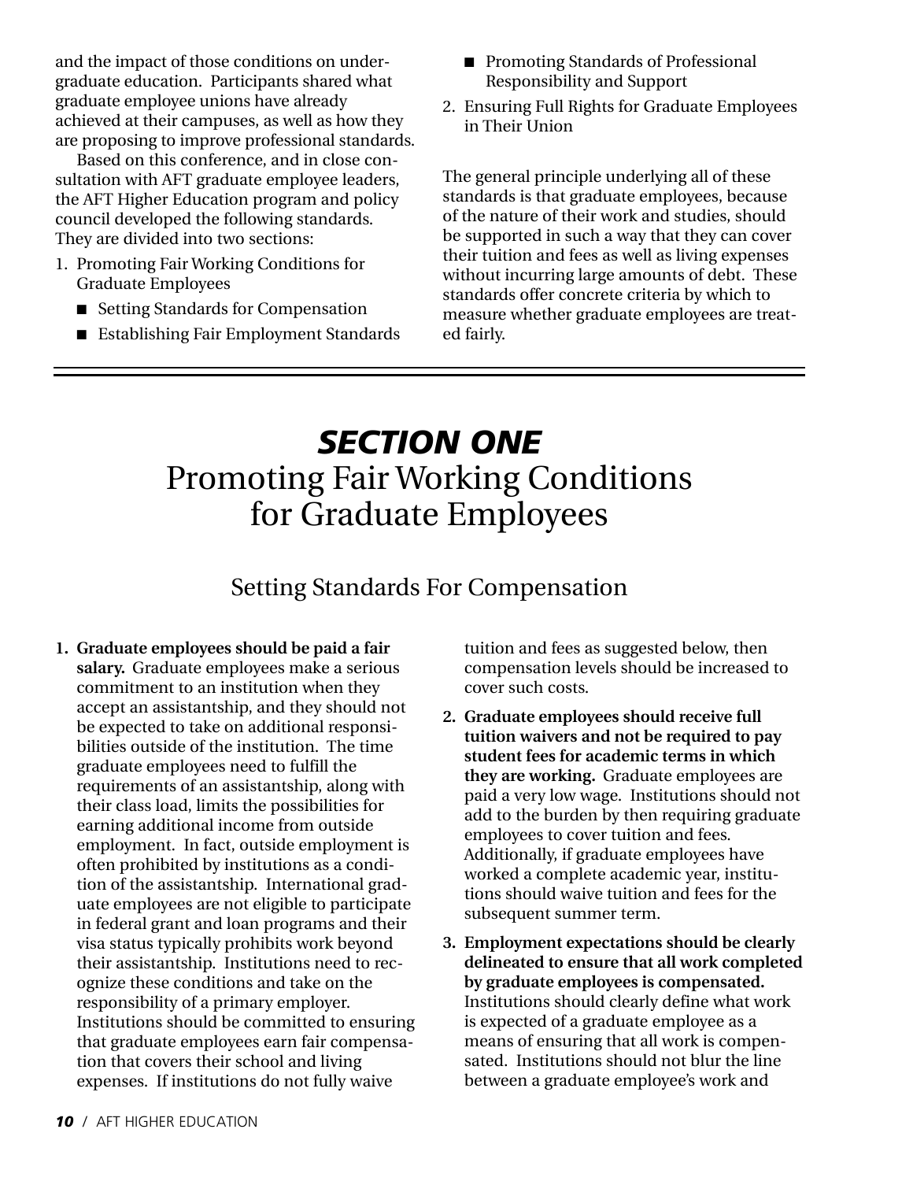and the impact of those conditions on undergraduate education. Participants shared what graduate employee unions have already achieved at their campuses, as well as how they are proposing to improve professional standards.

Based on this conference, and in close consultation with AFT graduate employee leaders, the AFT Higher Education program and policy council developed the following standards. They are divided into two sections:

1. Promoting Fair Working Conditions for Graduate Employees
   - Setting Standards for Compensation
   - Establishing Fair Employment Standards
   - Promoting Standards of Professional Responsibility and Support
2. Ensuring Full Rights for Graduate Employees in Their Union

The general principle underlying all of these standards is that graduate employees, because of the nature of their work and studies, should be supported in such a way that they can cover their tuition and fees as well as living expenses without incurring large amounts of debt. These standards offer concrete criteria by which to measure whether graduate employees are treated fairly.

# *SECTION ONE*
# Promoting Fair Working Conditions for Graduate Employees

## Setting Standards For Compensation

1. **Graduate employees should be paid a fair salary.** Graduate employees make a serious commitment to an institution when they accept an assistantship, and they should not be expected to take on additional responsibilities outside of the institution. The time graduate employees need to fulfill the requirements of an assistantship, along with their class load, limits the possibilities for earning additional income from outside employment. In fact, outside employment is often prohibited by institutions as a condition of the assistantship. International graduate employees are not eligible to participate in federal grant and loan programs and their visa status typically prohibits work beyond their assistantship. Institutions need to recognize these conditions and take on the responsibility of a primary employer. Institutions should be committed to ensuring that graduate employees earn fair compensation that covers their school and living expenses. If institutions do not fully waive tuition and fees as suggested below, then compensation levels should be increased to cover such costs.

2. **Graduate employees should receive full tuition waivers and not be required to pay student fees for academic terms in which they are working.** Graduate employees are paid a very low wage. Institutions should not add to the burden by then requiring graduate employees to cover tuition and fees. Additionally, if graduate employees have worked a complete academic year, institutions should waive tuition and fees for the subsequent summer term.

3. **Employment expectations should be clearly delineated to ensure that all work completed by graduate employees is compensated.** Institutions should clearly define what work is expected of a graduate employee as a means of ensuring that all work is compensated. Institutions should not blur the line between a graduate employee's work and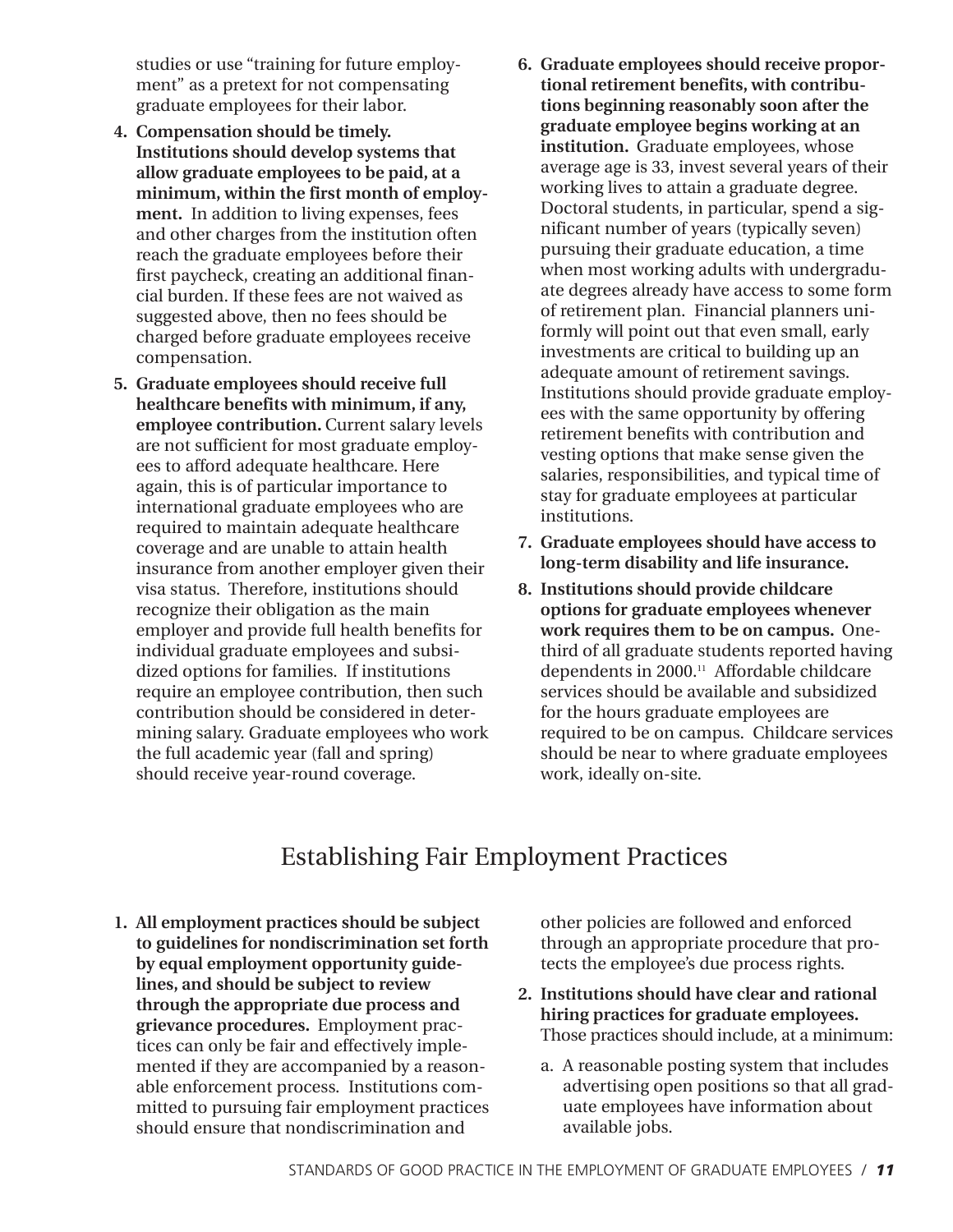studies or use "training for future employment" as a pretext for not compensating graduate employees for their labor.

4. **Compensation should be timely. Institutions should develop systems that allow graduate employees to be paid, at a minimum, within the first month of employment.** In addition to living expenses, fees and other charges from the institution often reach the graduate employees before their first paycheck, creating an additional financial burden. If these fees are not waived as suggested above, then no fees should be charged before graduate employees receive compensation.

5. **Graduate employees should receive full healthcare benefits with minimum, if any, employee contribution.** Current salary levels are not sufficient for most graduate employees to afford adequate healthcare. Here again, this is of particular importance to international graduate employees who are required to maintain adequate healthcare coverage and are unable to attain health insurance from another employer given their visa status. Therefore, institutions should recognize their obligation as the main employer and provide full health benefits for individual graduate employees and subsidized options for families. If institutions require an employee contribution, then such contribution should be considered in determining salary. Graduate employees who work the full academic year (fall and spring) should receive year-round coverage.

6. **Graduate employees should receive proportional retirement benefits, with contributions beginning reasonably soon after the graduate employee begins working at an institution.** Graduate employees, whose average age is 33, invest several years of their working lives to attain a graduate degree. Doctoral students, in particular, spend a significant number of years (typically seven) pursuing their graduate education, a time when most working adults with undergraduate degrees already have access to some form of retirement plan. Financial planners uniformly will point out that even small, early investments are critical to building up an adequate amount of retirement savings. Institutions should provide graduate employees with the same opportunity by offering retirement benefits with contribution and vesting options that make sense given the salaries, responsibilities, and typical time of stay for graduate employees at particular institutions.

7. **Graduate employees should have access to long-term disability and life insurance.**

8. **Institutions should provide childcare options for graduate employees whenever work requires them to be on campus.** One-third of all graduate students reported having dependents in 2000.[11] Affordable childcare services should be available and subsidized for the hours graduate employees are required to be on campus. Childcare services should be near to where graduate employees work, ideally on-site.

## Establishing Fair Employment Practices

1. **All employment practices should be subject to guidelines for nondiscrimination set forth by equal employment opportunity guidelines, and should be subject to review through the appropriate due process and grievance procedures.** Employment practices can only be fair and effectively implemented if they are accompanied by a reasonable enforcement process. Institutions committed to pursuing fair employment practices should ensure that nondiscrimination and other policies are followed and enforced through an appropriate procedure that protects the employee's due process rights.

2. **Institutions should have clear and rational hiring practices for graduate employees.** Those practices should include, at a minimum:

   a. A reasonable posting system that includes advertising open positions so that all graduate employees have information about available jobs.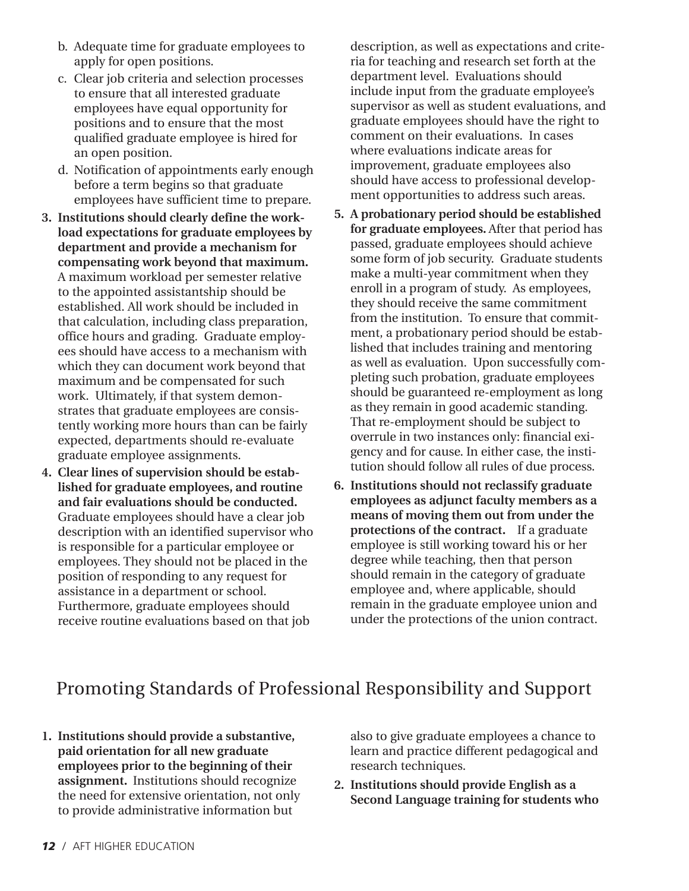b. Adequate time for graduate employees to apply for open positions.

c. Clear job criteria and selection processes to ensure that all interested graduate employees have equal opportunity for positions and to ensure that the most qualified graduate employee is hired for an open position.

d. Notification of appointments early enough before a term begins so that graduate employees have sufficient time to prepare.

3. **Institutions should clearly define the workload expectations for graduate employees by department and provide a mechanism for compensating work beyond that maximum.** A maximum workload per semester relative to the appointed assistantship should be established. All work should be included in that calculation, including class preparation, office hours and grading. Graduate employees should have access to a mechanism with which they can document work beyond that maximum and be compensated for such work. Ultimately, if that system demonstrates that graduate employees are consistently working more hours than can be fairly expected, departments should re-evaluate graduate employee assignments.

4. **Clear lines of supervision should be established for graduate employees, and routine and fair evaluations should be conducted.** Graduate employees should have a clear job description with an identified supervisor who is responsible for a particular employee or employees. They should not be placed in the position of responding to any request for assistance in a department or school. Furthermore, graduate employees should receive routine evaluations based on that job description, as well as expectations and criteria for teaching and research set forth at the department level. Evaluations should include input from the graduate employee's supervisor as well as student evaluations, and graduate employees should have the right to comment on their evaluations. In cases where evaluations indicate areas for improvement, graduate employees also should have access to professional development opportunities to address such areas.

5. **A probationary period should be established for graduate employees.** After that period has passed, graduate employees should achieve some form of job security. Graduate students make a multi-year commitment when they enroll in a program of study. As employees, they should receive the same commitment from the institution. To ensure that commitment, a probationary period should be established that includes training and mentoring as well as evaluation. Upon successfully completing such probation, graduate employees should be guaranteed re-employment as long as they remain in good academic standing. That re-employment should be subject to overrule in two instances only: financial exigency and for cause. In either case, the institution should follow all rules of due process.

6. **Institutions should not reclassify graduate employees as adjunct faculty members as a means of moving them out from under the protections of the contract.** If a graduate employee is still working toward his or her degree while teaching, then that person should remain in the category of graduate employee and, where applicable, should remain in the graduate employee union and under the protections of the union contract.

## Promoting Standards of Professional Responsibility and Support

1. **Institutions should provide a substantive, paid orientation for all new graduate employees prior to the beginning of their assignment.** Institutions should recognize the need for extensive orientation, not only to provide administrative information but also to give graduate employees a chance to learn and practice different pedagogical and research techniques.

2. **Institutions should provide English as a Second Language training for students who**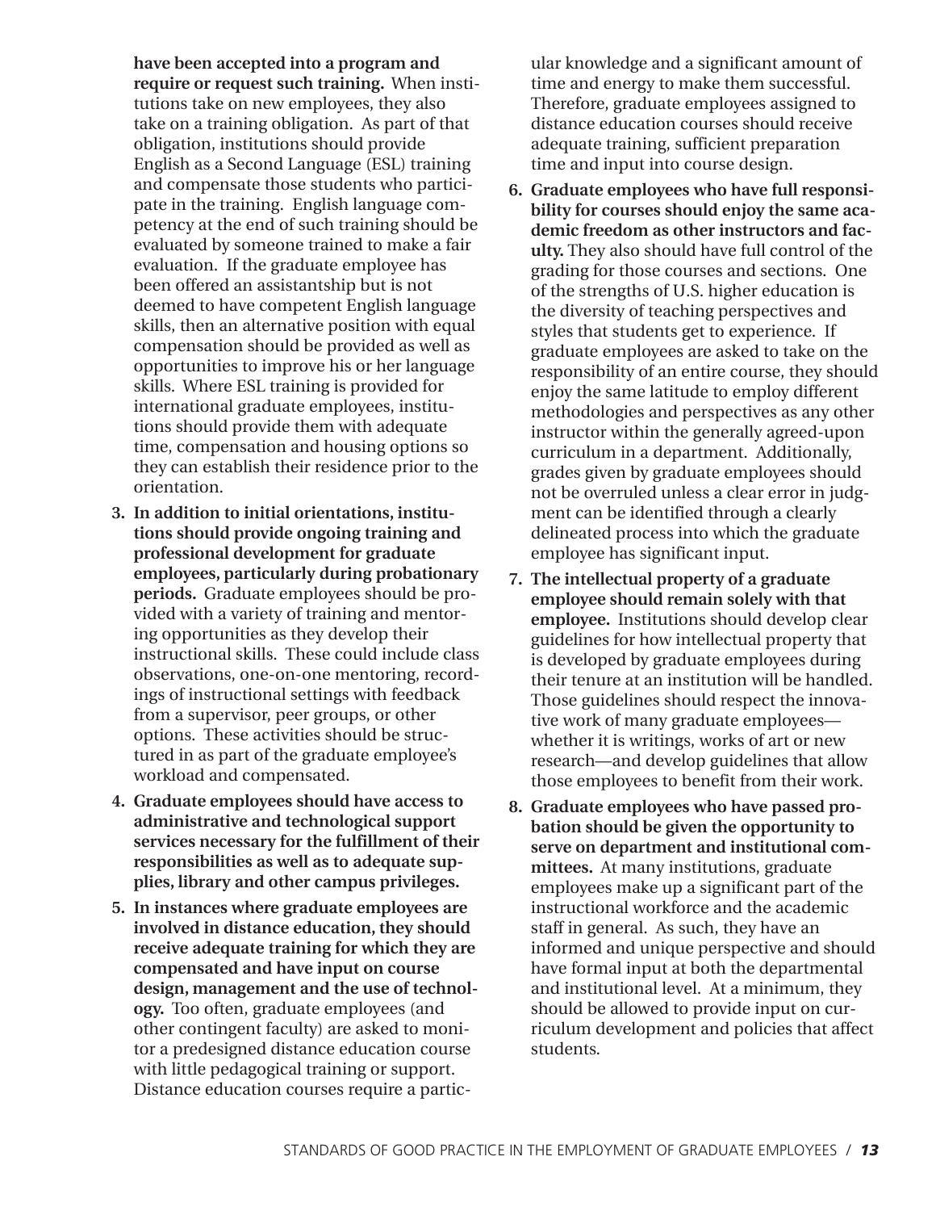**have been accepted into a program and require or request such training.** When institutions take on new employees, they also take on a training obligation. As part of that obligation, institutions should provide English as a Second Language (ESL) training and compensate those students who participate in the training. English language competency at the end of such training should be evaluated by someone trained to make a fair evaluation. If the graduate employee has been offered an assistantship but is not deemed to have competent English language skills, then an alternative position with equal compensation should be provided as well as opportunities to improve his or her language skills. Where ESL training is provided for international graduate employees, institutions should provide them with adequate time, compensation and housing options so they can establish their residence prior to the orientation.

3. **In addition to initial orientations, institutions should provide ongoing training and professional development for graduate employees, particularly during probationary periods.** Graduate employees should be provided with a variety of training and mentoring opportunities as they develop their instructional skills. These could include class observations, one-on-one mentoring, recordings of instructional settings with feedback from a supervisor, peer groups, or other options. These activities should be structured in as part of the graduate employee's workload and compensated.

4. **Graduate employees should have access to administrative and technological support services necessary for the fulfillment of their responsibilities as well as to adequate supplies, library and other campus privileges.**

5. **In instances where graduate employees are involved in distance education, they should receive adequate training for which they are compensated and have input on course design, management and the use of technology.** Too often, graduate employees (and other contingent faculty) are asked to monitor a predesigned distance education course with little pedagogical training or support. Distance education courses require a particular knowledge and a significant amount of time and energy to make them successful. Therefore, graduate employees assigned to distance education courses should receive adequate training, sufficient preparation time and input into course design.

6. **Graduate employees who have full responsibility for courses should enjoy the same academic freedom as other instructors and faculty.** They also should have full control of the grading for those courses and sections. One of the strengths of U.S. higher education is the diversity of teaching perspectives and styles that students get to experience. If graduate employees are asked to take on the responsibility of an entire course, they should enjoy the same latitude to employ different methodologies and perspectives as any other instructor within the generally agreed-upon curriculum in a department. Additionally, grades given by graduate employees should not be overruled unless a clear error in judgment can be identified through a clearly delineated process into which the graduate employee has significant input.

7. **The intellectual property of a graduate employee should remain solely with that employee.** Institutions should develop clear guidelines for how intellectual property that is developed by graduate employees during their tenure at an institution will be handled. Those guidelines should respect the innovative work of many graduate employees—whether it is writings, works of art or new research—and develop guidelines that allow those employees to benefit from their work.

8. **Graduate employees who have passed probation should be given the opportunity to serve on department and institutional committees.** At many institutions, graduate employees make up a significant part of the instructional workforce and the academic staff in general. As such, they have an informed and unique perspective and should have formal input at both the departmental and institutional level. At a minimum, they should be allowed to provide input on curriculum development and policies that affect students.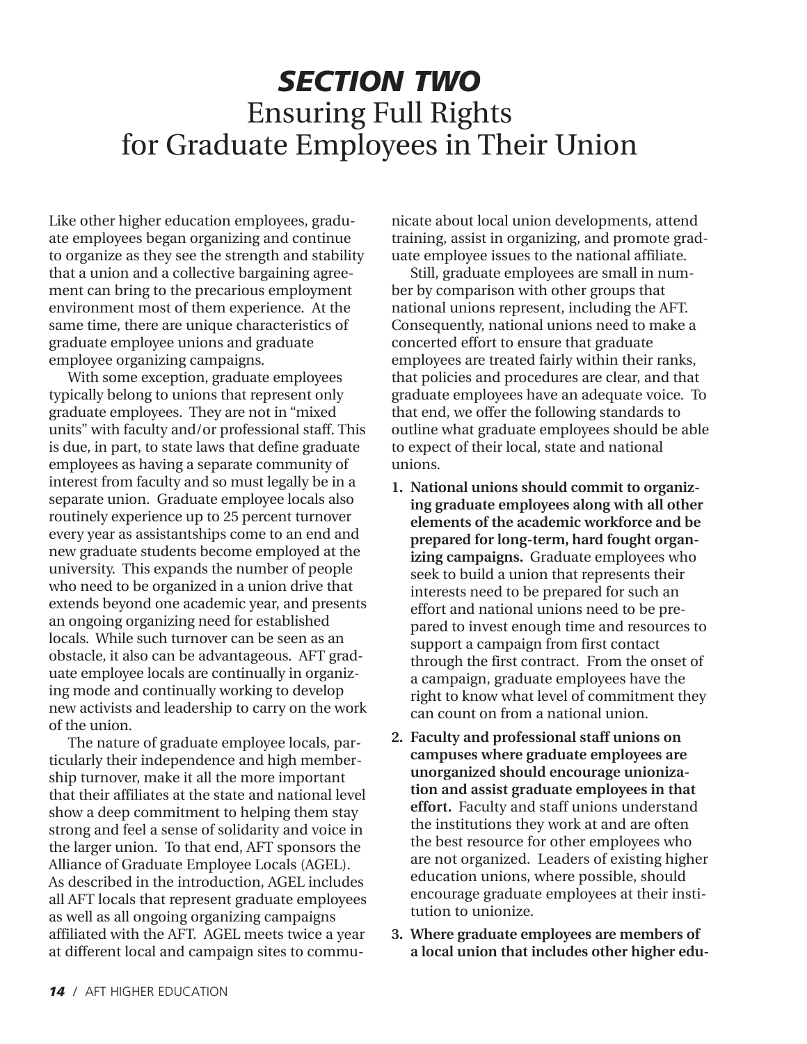# *SECTION TWO*
# Ensuring Full Rights for Graduate Employees in Their Union

Like other higher education employees, graduate employees began organizing and continue to organize as they see the strength and stability that a union and a collective bargaining agreement can bring to the precarious employment environment most of them experience. At the same time, there are unique characteristics of graduate employee unions and graduate employee organizing campaigns.

With some exception, graduate employees typically belong to unions that represent only graduate employees. They are not in "mixed units" with faculty and/or professional staff. This is due, in part, to state laws that define graduate employees as having a separate community of interest from faculty and so must legally be in a separate union. Graduate employee locals also routinely experience up to 25 percent turnover every year as assistantships come to an end and new graduate students become employed at the university. This expands the number of people who need to be organized in a union drive that extends beyond one academic year, and presents an ongoing organizing need for established locals. While such turnover can be seen as an obstacle, it also can be advantageous. AFT graduate employee locals are continually in organizing mode and continually working to develop new activists and leadership to carry on the work of the union.

The nature of graduate employee locals, particularly their independence and high membership turnover, make it all the more important that their affiliates at the state and national level show a deep commitment to helping them stay strong and feel a sense of solidarity and voice in the larger union. To that end, AFT sponsors the Alliance of Graduate Employee Locals (AGEL). As described in the introduction, AGEL includes all AFT locals that represent graduate employees as well as all ongoing organizing campaigns affiliated with the AFT. AGEL meets twice a year at different local and campaign sites to communicate about local union developments, attend training, assist in organizing, and promote graduate employee issues to the national affiliate.

Still, graduate employees are small in number by comparison with other groups that national unions represent, including the AFT. Consequently, national unions need to make a concerted effort to ensure that graduate employees are treated fairly within their ranks, that policies and procedures are clear, and that graduate employees have an adequate voice. To that end, we offer the following standards to outline what graduate employees should be able to expect of their local, state and national unions.

1. **National unions should commit to organizing graduate employees along with all other elements of the academic workforce and be prepared for long-term, hard fought organizing campaigns.** Graduate employees who seek to build a union that represents their interests need to be prepared for such an effort and national unions need to be prepared to invest enough time and resources to support a campaign from first contact through the first contract. From the onset of a campaign, graduate employees have the right to know what level of commitment they can count on from a national union.
2. **Faculty and professional staff unions on campuses where graduate employees are unorganized should encourage unionization and assist graduate employees in that effort.** Faculty and staff unions understand the institutions they work at and are often the best resource for other employees who are not organized. Leaders of existing higher education unions, where possible, should encourage graduate employees at their institution to unionize.
3. **Where graduate employees are members of a local union that includes other higher edu-**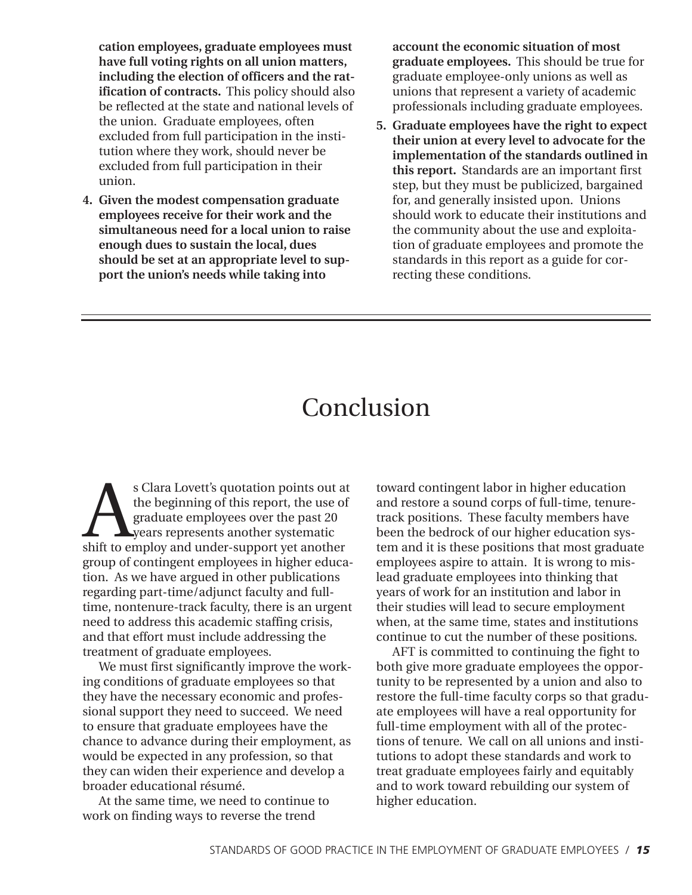cation employees, graduate employees must have full voting rights on all union matters, including the election of officers and the ratification of contracts.** This policy should also be reflected at the state and national levels of the union. Graduate employees, often excluded from full participation in the institution where they work, should never be excluded from full participation in their union.

4. **Given the modest compensation graduate employees receive for their work and the simultaneous need for a local union to raise enough dues to sustain the local, dues should be set at an appropriate level to support the union's needs while taking into account the economic situation of most graduate employees.** This should be true for graduate employee-only unions as well as unions that represent a variety of academic professionals including graduate employees.

5. **Graduate employees have the right to expect their union at every level to advocate for the implementation of the standards outlined in this report.** Standards are an important first step, but they must be publicized, bargained for, and generally insisted upon. Unions should work to educate their institutions and the community about the use and exploitation of graduate employees and promote the standards in this report as a guide for correcting these conditions.

# Conclusion

As Clara Lovett's quotation points out at the beginning of this report, the use of graduate employees over the past 20 years represents another systematic shift to employ and under-support yet another group of contingent employees in higher education. As we have argued in other publications regarding part-time/adjunct faculty and full-time, nontenure-track faculty, there is an urgent need to address this academic staffing crisis, and that effort must include addressing the treatment of graduate employees.

We must first significantly improve the working conditions of graduate employees so that they have the necessary economic and professional support they need to succeed. We need to ensure that graduate employees have the chance to advance during their employment, as would be expected in any profession, so that they can widen their experience and develop a broader educational résumé.

At the same time, we need to continue to work on finding ways to reverse the trend toward contingent labor in higher education and restore a sound corps of full-time, tenure-track positions. These faculty members have been the bedrock of our higher education system and it is these positions that most graduate employees aspire to attain. It is wrong to mislead graduate employees into thinking that years of work for an institution and labor in their studies will lead to secure employment when, at the same time, states and institutions continue to cut the number of these positions.

AFT is committed to continuing the fight to both give more graduate employees the opportunity to be represented by a union and also to restore the full-time faculty corps so that graduate employees will have a real opportunity for full-time employment with all of the protections of tenure. We call on all unions and institutions to adopt these standards and work to treat graduate employees fairly and equitably and to work toward rebuilding our system of higher education.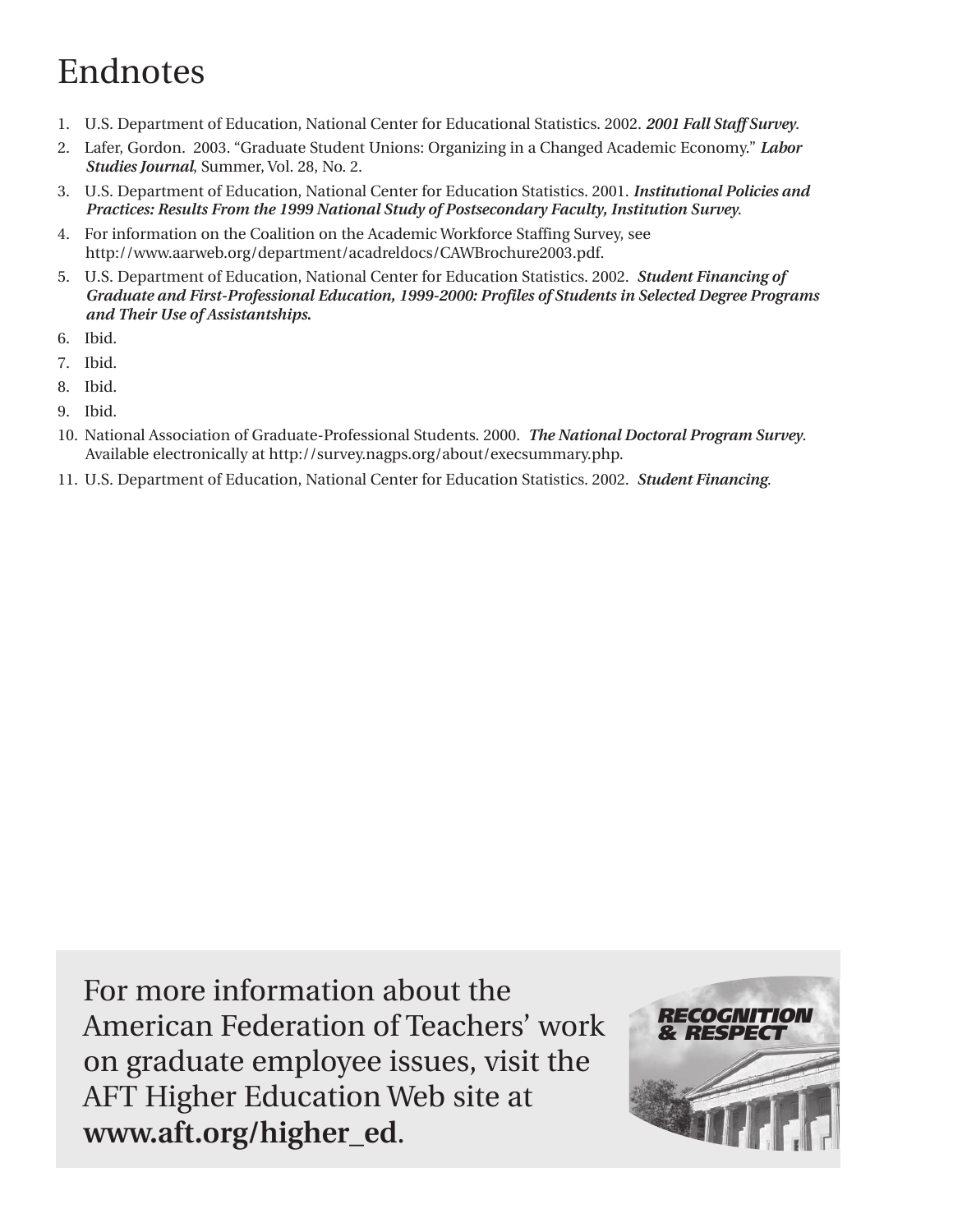# Endnotes

1. U.S. Department of Education, National Center for Educational Statistics. 2002. ***2001 Fall Staff Survey***.
2. Lafer, Gordon. 2003. "Graduate Student Unions: Organizing in a Changed Academic Economy." ***Labor Studies Journal***, Summer, Vol. 28, No. 2.
3. U.S. Department of Education, National Center for Education Statistics. 2001. ***Institutional Policies and Practices: Results From the 1999 National Study of Postsecondary Faculty, Institution Survey***.
4. For information on the Coalition on the Academic Workforce Staffing Survey, see http://www.aarweb.org/department/acadreldocs/CAWBrochure2003.pdf.
5. U.S. Department of Education, National Center for Education Statistics. 2002. ***Student Financing of Graduate and First-Professional Education, 1999-2000: Profiles of Students in Selected Degree Programs and Their Use of Assistantships.***
6. Ibid.
7. Ibid.
8. Ibid.
9. Ibid.
10. National Association of Graduate-Professional Students. 2000. ***The National Doctoral Program Survey***. Available electronically at http://survey.nagps.org/about/execsummary.php.
11. U.S. Department of Education, National Center for Education Statistics. 2002. ***Student Financing***.

For more information about the American Federation of Teachers' work on graduate employee issues, visit the AFT Higher Education Web site at **www.aft.org/higher_ed**.

RECOGNITION & RESPECT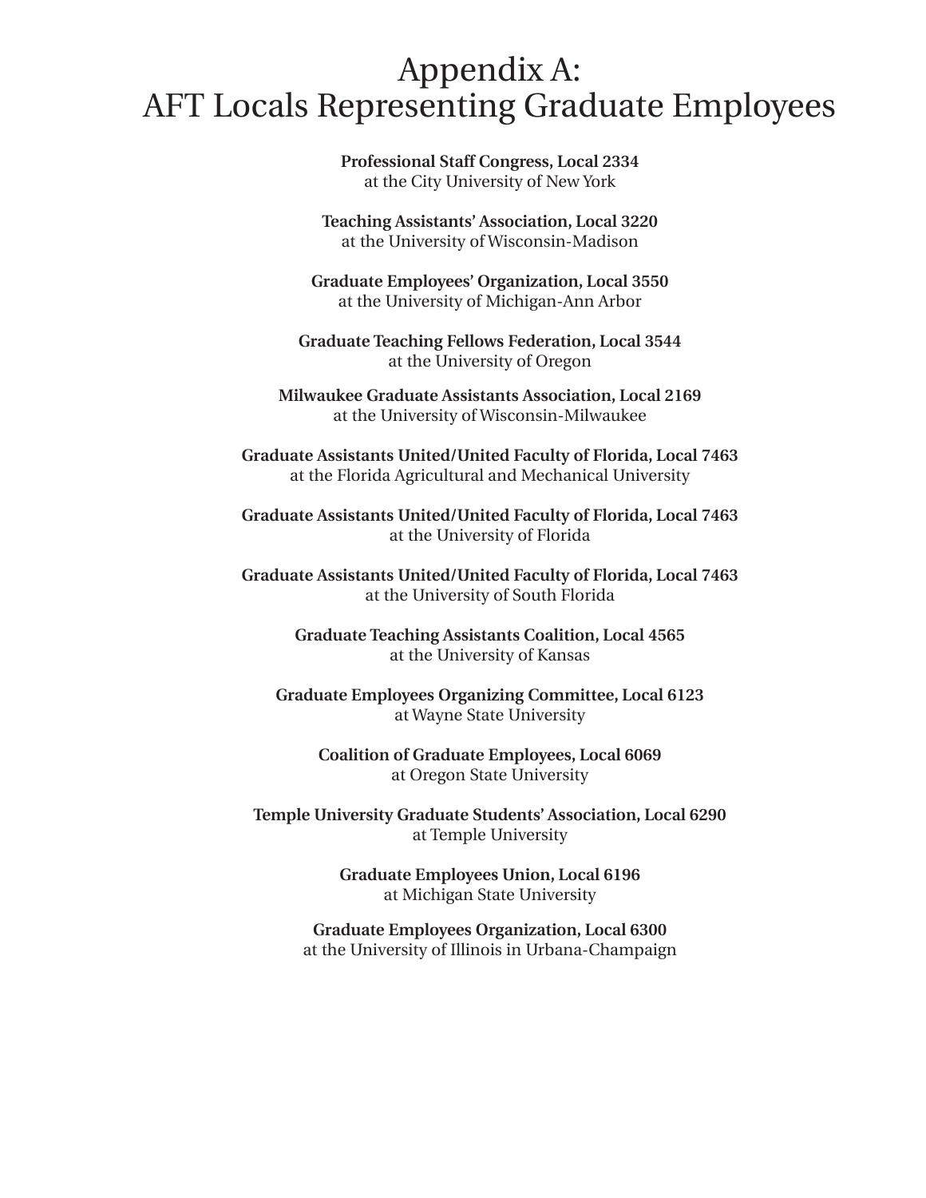# Appendix A:
# AFT Locals Representing Graduate Employees

**Professional Staff Congress, Local 2334**
at the City University of New York

**Teaching Assistants' Association, Local 3220**
at the University of Wisconsin-Madison

**Graduate Employees' Organization, Local 3550**
at the University of Michigan-Ann Arbor

**Graduate Teaching Fellows Federation, Local 3544**
at the University of Oregon

**Milwaukee Graduate Assistants Association, Local 2169**
at the University of Wisconsin-Milwaukee

**Graduate Assistants United/United Faculty of Florida, Local 7463**
at the Florida Agricultural and Mechanical University

**Graduate Assistants United/United Faculty of Florida, Local 7463**
at the University of Florida

**Graduate Assistants United/United Faculty of Florida, Local 7463**
at the University of South Florida

**Graduate Teaching Assistants Coalition, Local 4565**
at the University of Kansas

**Graduate Employees Organizing Committee, Local 6123**
at Wayne State University

**Coalition of Graduate Employees, Local 6069**
at Oregon State University

**Temple University Graduate Students' Association, Local 6290**
at Temple University

**Graduate Employees Union, Local 6196**
at Michigan State University

**Graduate Employees Organization, Local 6300**
at the University of Illinois in Urbana-Champaign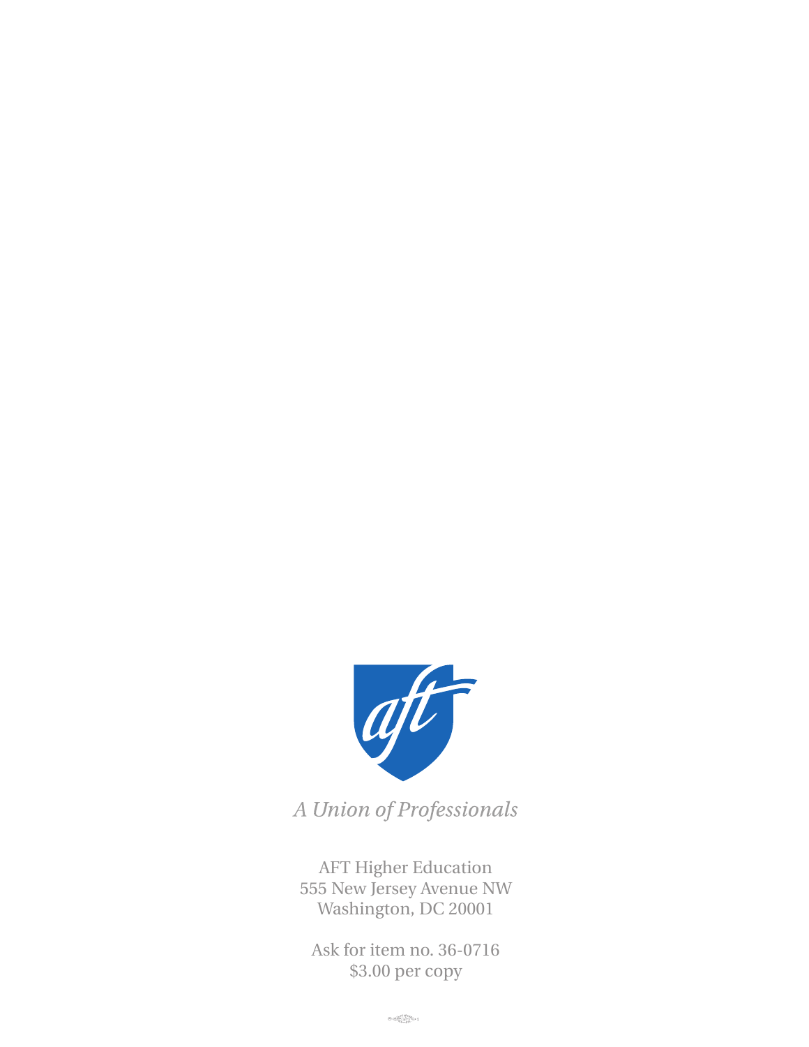*A Union of Professionals*

AFT Higher Education
555 New Jersey Avenue NW
Washington, DC 20001

Ask for item no. 36-0716
$3.00 per copy